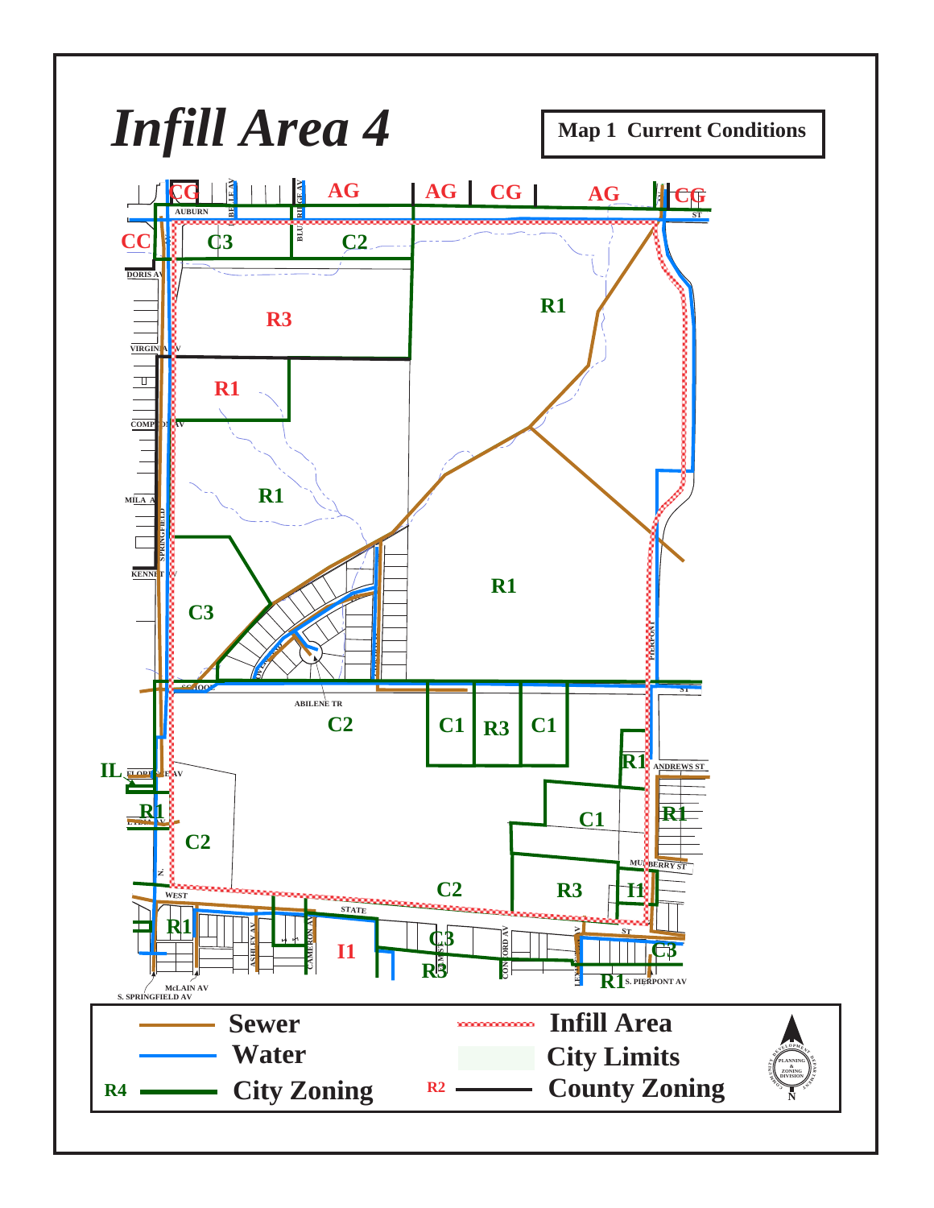# *Infill Area 4*

**Map 1 Current Conditions**

CG
AG
AG
CG
AG
CG
CC
C3
C2
R1
R3
R1
R1
R1
C3
C2
C1
R3
C1
R1
IL
R1
C1
R1
C2
C2
R3
I1
R1
C3
I1
R3
C3
R1

AUBURN
ST
DORIS AV
VIRGINIA AV
COMPTON AV
MILA AV
SPRINGFIELD
KENNETT AV
SCHOOL
ABILENE TR
PIERPONT
ST
ANDREWS ST
FLORENCE AV
MULBERRY ST
WEST
STATE
ST
ASHLEY AV
CAMERON AV
CONCORD AV
S. PIERPONT AV
McLAIN AV
S. SPRINGFIELD AV

Sewer
Water
R4 City Zoning
Infill Area
City Limits
R2 County Zoning

COMMUNITY DEVELOPMENT DEPARTMENT
PLANNING & ZONING DIVISION
N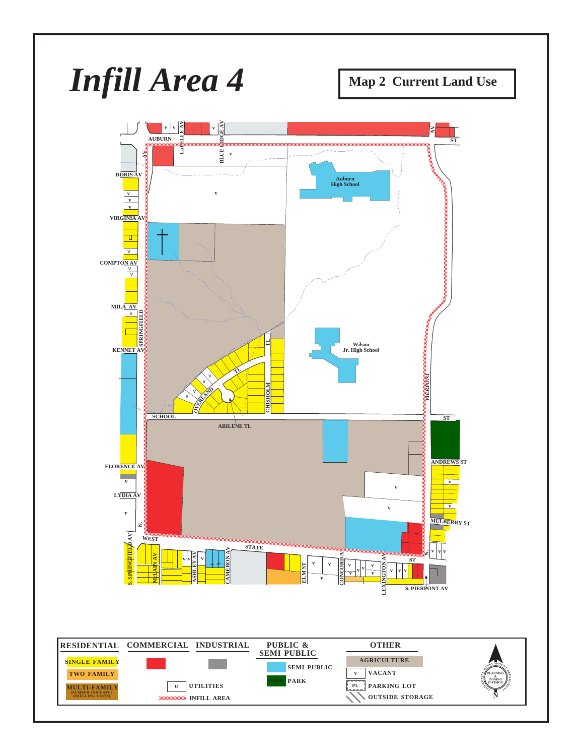# Infill Area 4

**Map 2 Current Land Use**

AUBURN
LaBELLE AV
BLUE RIDGE AV
AV
ST
AV
DORIS AV
VIRGINIA AV
COMPTON AV
MILA AV
SPRINGFIELD
KENNET AV
Auburn High School
Wilson Jr. High School
TL
OVERLAND
CHISHOLM
TL
PIERPONT
SCHOOL
ABILENE TL
ST
ANDREWS ST
FLORENCE AV
LYDIA AV
N.
MULBERRY ST
WEST
STATE
S. SPRINGFIELD AV
McLAIN AV
ASHLEY AV
CAMERON AV
ELM ST
CONCORD AV
LEXINGTON AV
ST
N.
S. PIERPONT AV

**RESIDENTIAL**
- SINGLE FAMILY
- TWO FAMILY
- MULTI-FAMILY (NUMBER INDICATES DWELLING UNITS)

**COMMERCIAL**

**INDUSTRIAL**

- U UTILITIES
- INFILL AREA

**PUBLIC & SEMI PUBLIC**
- SEMI PUBLIC
- PARK

**OTHER**
- AGRICULTURE
- V VACANT
- PL PARKING LOT
- OUTSIDE STORAGE

COMMUNITY DEVELOPMENT DEPARTMENT PLANNING & ZONING DIVISION

N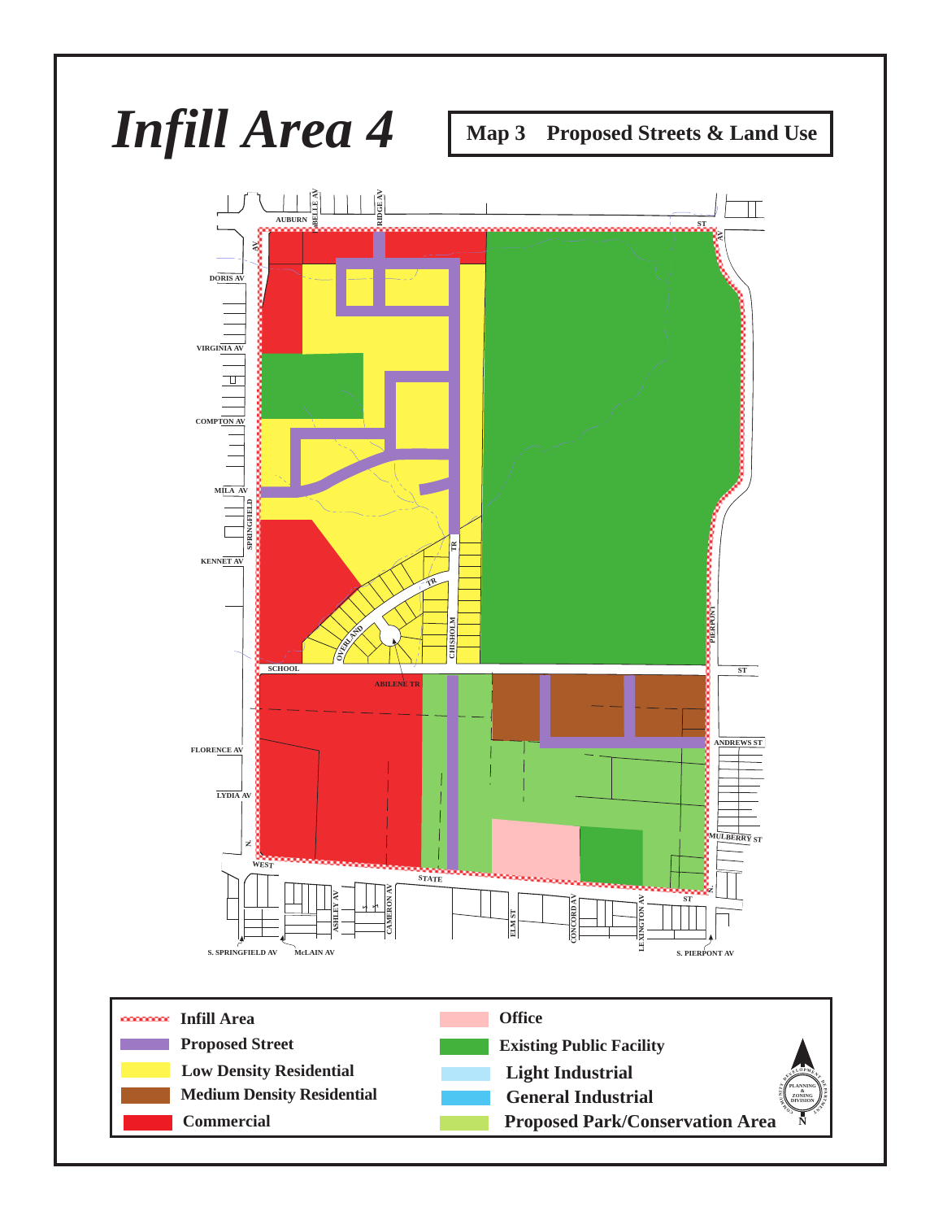# Infill Area 4

**Map 3 Proposed Streets & Land Use**

AUBURN
BELLE AV
RIDGE AV
ST
AV
AV
DORIS AV
VIRGINIA AV
COMPTON AV
MILA AV
SPRINGFIELD
KENNET AV
TR
TR
OVERLAND
CHISHOLM
PIERPONT
SCHOOL
ST
ABILENE TR
ANDREWS ST
FLORENCE AV
LYDIA AV
MULBERRY ST
N.
N.
WEST
STATE
ST
ASHLEY AV
CAMERON AV
ELM ST
CONCORD AV
LEXINGTON AV
S. SPRINGFIELD AV
McLAIN AV
S. PIERPONT AV

Infill Area
Proposed Street
Low Density Residential
Medium Density Residential
Commercial
Office
Existing Public Facility
Light Industrial
General Industrial
Proposed Park/Conservation Area

COMMUNITY DEVELOPMENT DEPARTMENT
PLANNING & ZONING DIVISION
N